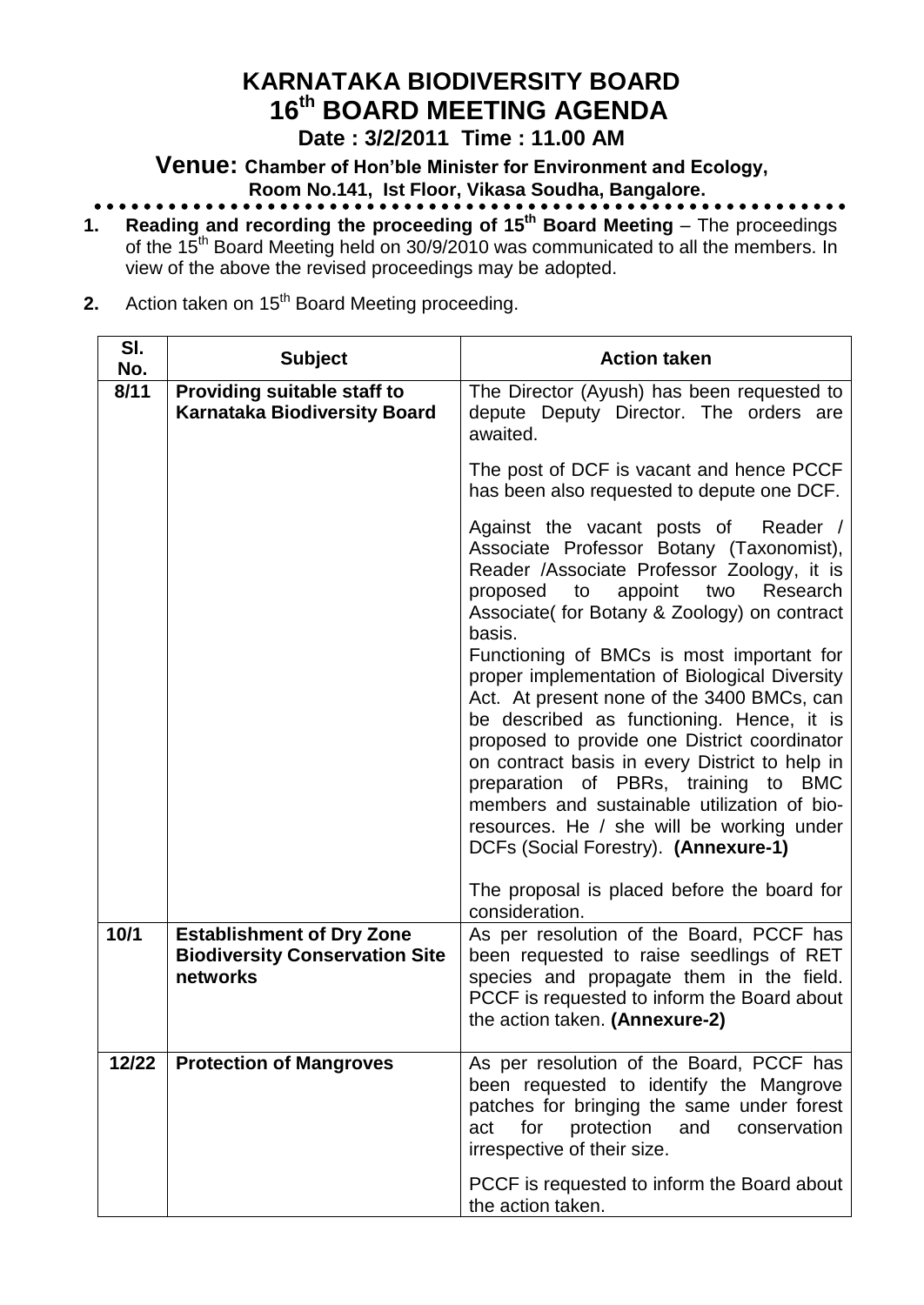# KARNATAKA BIODIVERSITY BOARD

## 16th BOARD MEETING AGENDA

**Date : 3/2/2011 Time : 11.00 AM**

**Venue: Chamber of Hon'ble Minister for Environment and Ecology, Room No.141, Ist Floor, Vikasa Soudha, Bangalore.**

1. **Reading and recording the proceeding of 15th Board Meeting** – The proceedings of the 15th Board Meeting held on 30/9/2010 was communicated to all the members. In view of the above the revised proceedings may be adopted.

2. Action taken on 15th Board Meeting proceeding.

| Sl. No. | Subject | Action taken |
|---|---|---|
| **8/11** | **Providing suitable staff to Karnataka Biodiversity Board** | The Director (Ayush) has been requested to depute Deputy Director. The orders are awaited.<br><br>The post of DCF is vacant and hence PCCF has been also requested to depute one DCF.<br><br>Against the vacant posts of Reader / Associate Professor Botany (Taxonomist), Reader /Associate Professor Zoology, it is proposed to appoint two Research Associate( for Botany & Zoology) on contract basis.<br>Functioning of BMCs is most important for proper implementation of Biological Diversity Act. At present none of the 3400 BMCs, can be described as functioning. Hence, it is proposed to provide one District coordinator on contract basis in every District to help in preparation of PBRs, training to BMC members and sustainable utilization of bio-resources. He / she will be working under DCFs (Social Forestry). **(Annexure-1)**<br><br>The proposal is placed before the board for consideration. |
| **10/1** | **Establishment of Dry Zone Biodiversity Conservation Site networks** | As per resolution of the Board, PCCF has been requested to raise seedlings of RET species and propagate them in the field. PCCF is requested to inform the Board about the action taken. **(Annexure-2)** |
| **12/22** | **Protection of Mangroves** | As per resolution of the Board, PCCF has been requested to identify the Mangrove patches for bringing the same under forest act for protection and conservation irrespective of their size.<br><br>PCCF is requested to inform the Board about the action taken. |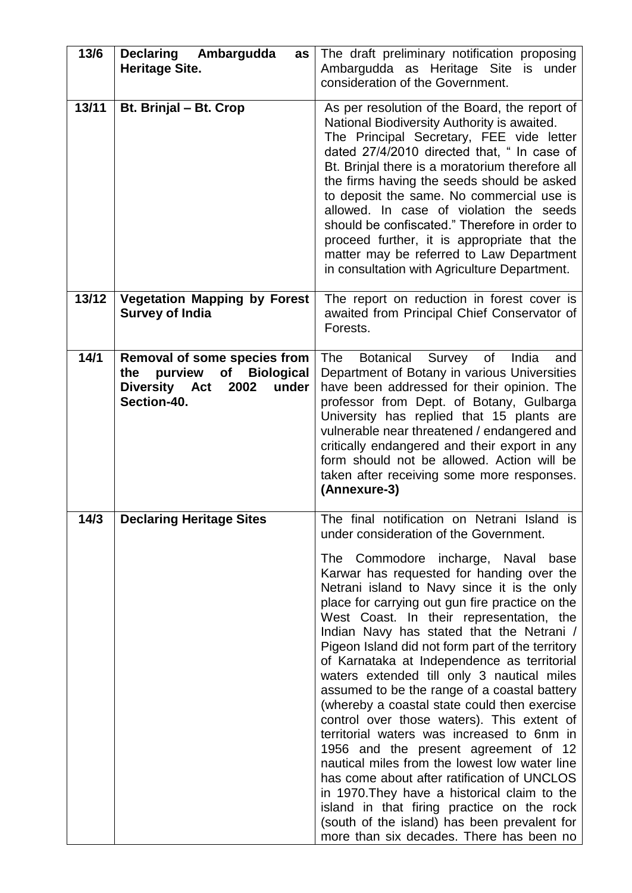| 13/6 | **Declaring Ambargudda as Heritage Site.** | The draft preliminary notification proposing Ambargudda as Heritage Site is under consideration of the Government. |
|---|---|---|
| 13/11 | **Bt. Brinjal – Bt. Crop** | As per resolution of the Board, the report of National Biodiversity Authority is awaited. The Principal Secretary, FEE vide letter dated 27/4/2010 directed that, " In case of Bt. Brinjal there is a moratorium therefore all the firms having the seeds should be asked to deposit the same. No commercial use is allowed. In case of violation the seeds should be confiscated." Therefore in order to proceed further, it is appropriate that the matter may be referred to Law Department in consultation with Agriculture Department. |
| 13/12 | **Vegetation Mapping by Forest Survey of India** | The report on reduction in forest cover is awaited from Principal Chief Conservator of Forests. |
| 14/1 | **Removal of some species from the purview of Biological Diversity Act 2002 under Section-40.** | The Botanical Survey of India and Department of Botany in various Universities have been addressed for their opinion. The professor from Dept. of Botany, Gulbarga University has replied that 15 plants are vulnerable near threatened / endangered and critically endangered and their export in any form should not be allowed. Action will be taken after receiving some more responses. **(Annexure-3)** |
| 14/3 | **Declaring Heritage Sites** | The final notification on Netrani Island is under consideration of the Government.<br><br>The Commodore incharge, Naval base Karwar has requested for handing over the Netrani island to Navy since it is the only place for carrying out gun fire practice on the West Coast. In their representation, the Indian Navy has stated that the Netrani / Pigeon Island did not form part of the territory of Karnataka at Independence as territorial waters extended till only 3 nautical miles assumed to be the range of a coastal battery (whereby a coastal state could then exercise control over those waters). This extent of territorial waters was increased to 6nm in 1956 and the present agreement of 12 nautical miles from the lowest low water line has come about after ratification of UNCLOS in 1970.They have a historical claim to the island in that firing practice on the rock (south of the island) has been prevalent for more than six decades. There has been no |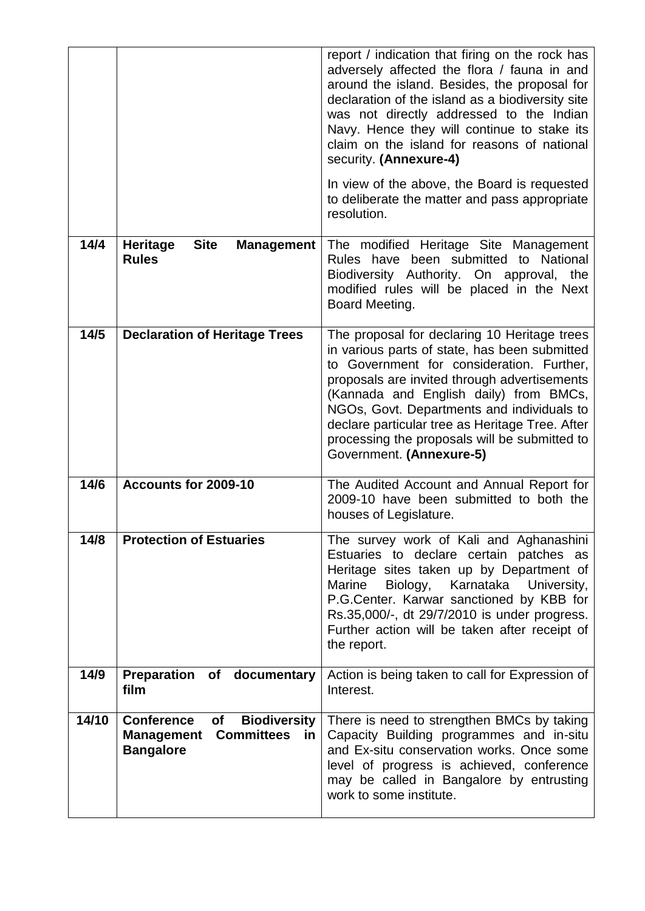| | | |
|---|---|---|
| | | report / indication that firing on the rock has adversely affected the flora / fauna in and around the island. Besides, the proposal for declaration of the island as a biodiversity site was not directly addressed to the Indian Navy. Hence they will continue to stake its claim on the island for reasons of national security. **(Annexure-4)**<br><br>In view of the above, the Board is requested to deliberate the matter and pass appropriate resolution. |
| **14/4** | **Heritage Site Management Rules** | The modified Heritage Site Management Rules have been submitted to National Biodiversity Authority. On approval, the modified rules will be placed in the Next Board Meeting. |
| **14/5** | **Declaration of Heritage Trees** | The proposal for declaring 10 Heritage trees in various parts of state, has been submitted to Government for consideration. Further, proposals are invited through advertisements (Kannada and English daily) from BMCs, NGOs, Govt. Departments and individuals to declare particular tree as Heritage Tree. After processing the proposals will be submitted to Government. **(Annexure-5)** |
| **14/6** | **Accounts for 2009-10** | The Audited Account and Annual Report for 2009-10 have been submitted to both the houses of Legislature. |
| **14/8** | **Protection of Estuaries** | The survey work of Kali and Aghanashini Estuaries to declare certain patches as Heritage sites taken up by Department of Marine Biology, Karnataka University, P.G.Center. Karwar sanctioned by KBB for Rs.35,000/-, dt 29/7/2010 is under progress. Further action will be taken after receipt of the report. |
| **14/9** | **Preparation of documentary film** | Action is being taken to call for Expression of Interest. |
| **14/10** | **Conference of Biodiversity Management Committees in Bangalore** | There is need to strengthen BMCs by taking Capacity Building programmes and in-situ and Ex-situ conservation works. Once some level of progress is achieved, conference may be called in Bangalore by entrusting work to some institute. |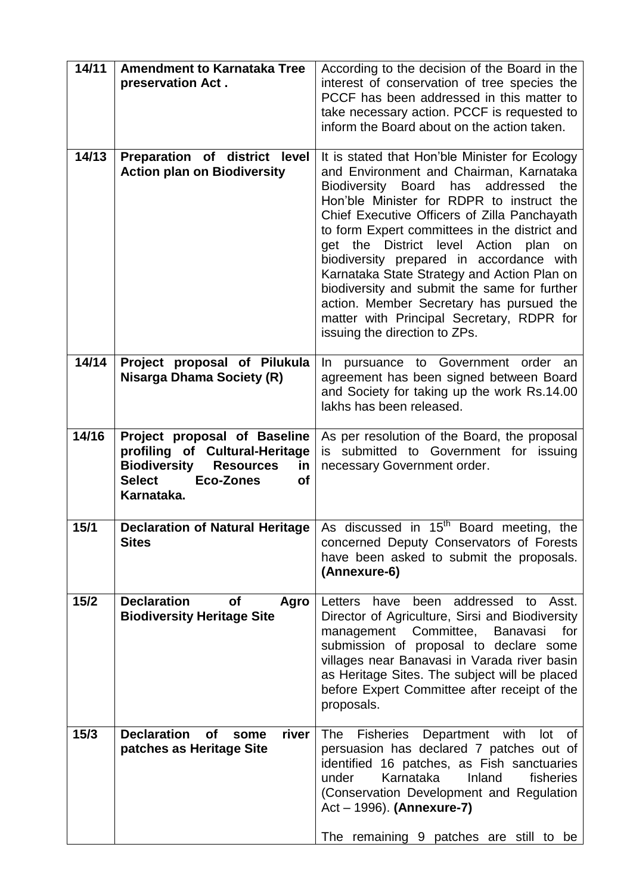| 14/11 | **Amendment to Karnataka Tree preservation Act .** | According to the decision of the Board in the interest of conservation of tree species the PCCF has been addressed in this matter to take necessary action. PCCF is requested to inform the Board about on the action taken. |
|---|---|---|
| 14/13 | **Preparation of district level Action plan on Biodiversity** | It is stated that Hon'ble Minister for Ecology and Environment and Chairman, Karnataka Biodiversity Board has addressed the Hon'ble Minister for RDPR to instruct the Chief Executive Officers of Zilla Panchayath to form Expert committees in the district and get the District level Action plan on biodiversity prepared in accordance with Karnataka State Strategy and Action Plan on biodiversity and submit the same for further action. Member Secretary has pursued the matter with Principal Secretary, RDPR for issuing the direction to ZPs. |
| 14/14 | **Project proposal of Pilukula Nisarga Dhama Society (R)** | In pursuance to Government order an agreement has been signed between Board and Society for taking up the work Rs.14.00 lakhs has been released. |
| 14/16 | **Project proposal of Baseline profiling of Cultural-Heritage Biodiversity Resources in Select Eco-Zones of Karnataka.** | As per resolution of the Board, the proposal is submitted to Government for issuing necessary Government order. |
| 15/1 | **Declaration of Natural Heritage Sites** | As discussed in 15th Board meeting, the concerned Deputy Conservators of Forests have been asked to submit the proposals. **(Annexure-6)** |
| 15/2 | **Declaration of Agro Biodiversity Heritage Site** | Letters have been addressed to Asst. Director of Agriculture, Sirsi and Biodiversity management Committee, Banavasi for submission of proposal to declare some villages near Banavasi in Varada river basin as Heritage Sites. The subject will be placed before Expert Committee after receipt of the proposals. |
| 15/3 | **Declaration of some river patches as Heritage Site** | The Fisheries Department with lot of persuasion has declared 7 patches out of identified 16 patches, as Fish sanctuaries under Karnataka Inland fisheries (Conservation Development and Regulation Act – 1996). **(Annexure-7)** <br><br> The remaining 9 patches are still to be |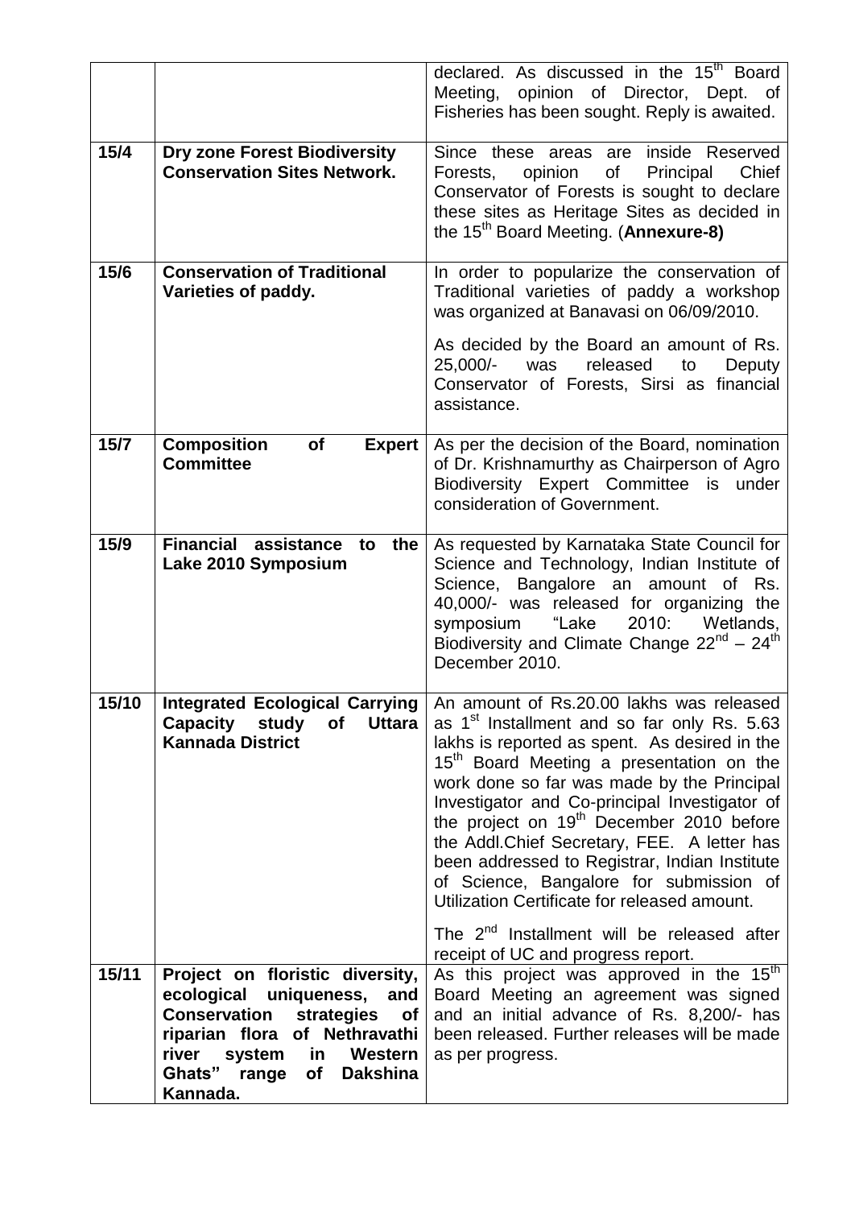| | | |
|---|---|---|
| | | declared. As discussed in the 15th Board Meeting, opinion of Director, Dept. of Fisheries has been sought. Reply is awaited. |
| 15/4 | **Dry zone Forest Biodiversity Conservation Sites Network.** | Since these areas are inside Reserved Forests, opinion of Principal Chief Conservator of Forests is sought to declare these sites as Heritage Sites as decided in the 15th Board Meeting. (**Annexure-8)** |
| 15/6 | **Conservation of Traditional Varieties of paddy.** | In order to popularize the conservation of Traditional varieties of paddy a workshop was organized at Banavasi on 06/09/2010.<br><br>As decided by the Board an amount of Rs. 25,000/- was released to Deputy Conservator of Forests, Sirsi as financial assistance. |
| 15/7 | **Composition of Expert Committee** | As per the decision of the Board, nomination of Dr. Krishnamurthy as Chairperson of Agro Biodiversity Expert Committee is under consideration of Government. |
| 15/9 | **Financial assistance to the Lake 2010 Symposium** | As requested by Karnataka State Council for Science and Technology, Indian Institute of Science, Bangalore an amount of Rs. 40,000/- was released for organizing the symposium "Lake 2010: Wetlands, Biodiversity and Climate Change 22nd – 24th December 2010. |
| 15/10 | **Integrated Ecological Carrying Capacity study of Uttara Kannada District** | An amount of Rs.20.00 lakhs was released as 1st Installment and so far only Rs. 5.63 lakhs is reported as spent. As desired in the 15th Board Meeting a presentation on the work done so far was made by the Principal Investigator and Co-principal Investigator of the project on 19th December 2010 before the Addl.Chief Secretary, FEE. A letter has been addressed to Registrar, Indian Institute of Science, Bangalore for submission of Utilization Certificate for released amount.<br><br>The 2nd Installment will be released after receipt of UC and progress report. |
| 15/11 | **Project on floristic diversity, ecological uniqueness, and Conservation strategies of riparian flora of Nethravathi river system in Western Ghats" range of Dakshina Kannada.** | As this project was approved in the 15th Board Meeting an agreement was signed and an initial advance of Rs. 8,200/- has been released. Further releases will be made as per progress. |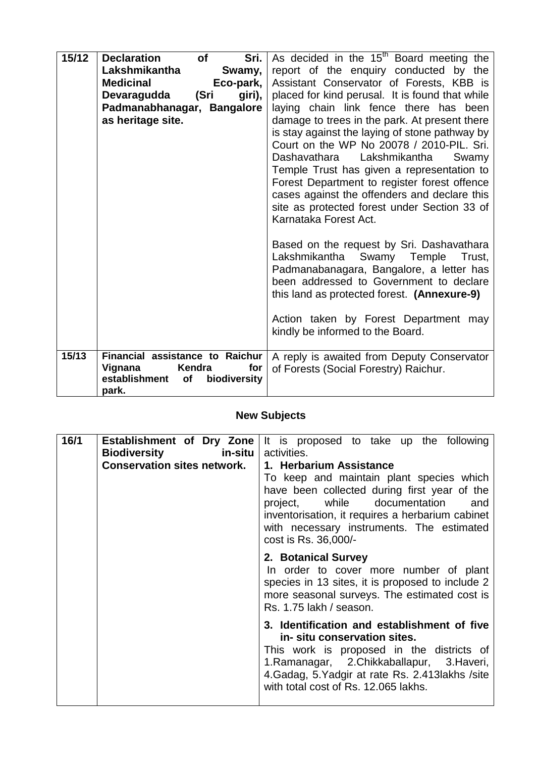| 15/12 | **Declaration of Sri. Lakshmikantha Swamy, Medicinal Eco-park, Devaragudda (Sri giri), Padmanabhanagar, Bangalore as heritage site.** | As decided in the 15th Board meeting the report of the enquiry conducted by the Assistant Conservator of Forests, KBB is placed for kind perusal. It is found that while laying chain link fence there has been damage to trees in the park. At present there is stay against the laying of stone pathway by Court on the WP No 20078 / 2010-PIL. Sri. Dashavathara Lakshmikantha Swamy Temple Trust has given a representation to Forest Department to register forest offence cases against the offenders and declare this site as protected forest under Section 33 of Karnataka Forest Act.<br><br>Based on the request by Sri. Dashavathara Lakshmikantha Swamy Temple Trust, Padmanabanagara, Bangalore, a letter has been addressed to Government to declare this land as protected forest. **(Annexure-9)**<br><br>Action taken by Forest Department may kindly be informed to the Board. |
|---|---|---|
| 15/13 | **Financial assistance to Raichur Vignana Kendra for establishment of biodiversity park.** | A reply is awaited from Deputy Conservator of Forests (Social Forestry) Raichur. |

## New Subjects

| 16/1 | **Establishment of Dry Zone Biodiversity in-situ Conservation sites network.** | It is proposed to take up the following activities.<br>**1. Herbarium Assistance**<br>To keep and maintain plant species which have been collected during first year of the project, while documentation and inventorisation, it requires a herbarium cabinet with necessary instruments. The estimated cost is Rs. 36,000/-<br><br>**2. Botanical Survey**<br>In order to cover more number of plant species in 13 sites, it is proposed to include 2 more seasonal surveys. The estimated cost is Rs. 1.75 lakh / season.<br><br>**3. Identification and establishment of five in- situ conservation sites.**<br>This work is proposed in the districts of 1.Ramanagar, 2.Chikkaballapur, 3.Haveri, 4.Gadag, 5.Yadgir at rate Rs. 2.413lakhs /site with total cost of Rs. 12.065 lakhs. |
|---|---|---|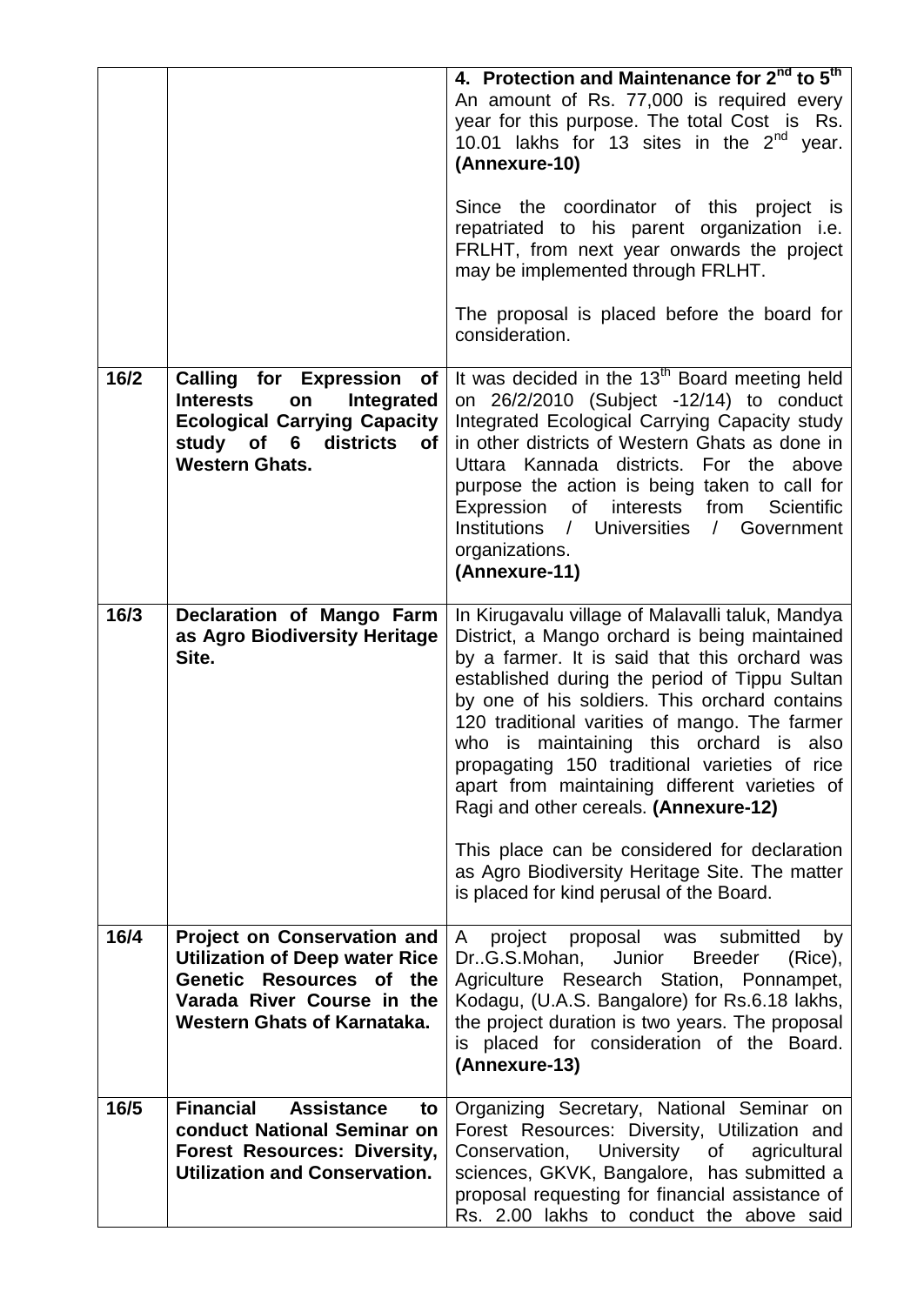| | | |
|---|---|---|
| | | **4. Protection and Maintenance for 2nd to 5th** An amount of Rs. 77,000 is required every year for this purpose. The total Cost is Rs. 10.01 lakhs for 13 sites in the 2nd year. **(Annexure-10)**<br><br>Since the coordinator of this project is repatriated to his parent organization i.e. FRLHT, from next year onwards the project may be implemented through FRLHT.<br><br>The proposal is placed before the board for consideration. |
| **16/2** | **Calling for Expression of Interests on Integrated Ecological Carrying Capacity study of 6 districts of Western Ghats.** | It was decided in the 13th Board meeting held on 26/2/2010 (Subject -12/14) to conduct Integrated Ecological Carrying Capacity study in other districts of Western Ghats as done in Uttara Kannada districts. For the above purpose the action is being taken to call for Expression of interests from Scientific Institutions / Universities / Government organizations.<br>**(Annexure-11)** |
| **16/3** | **Declaration of Mango Farm as Agro Biodiversity Heritage Site.** | In Kirugavalu village of Malavalli taluk, Mandya District, a Mango orchard is being maintained by a farmer. It is said that this orchard was established during the period of Tippu Sultan by one of his soldiers. This orchard contains 120 traditional varities of mango. The farmer who is maintaining this orchard is also propagating 150 traditional varieties of rice apart from maintaining different varieties of Ragi and other cereals. **(Annexure-12)**<br><br>This place can be considered for declaration as Agro Biodiversity Heritage Site. The matter is placed for kind perusal of the Board. |
| **16/4** | **Project on Conservation and Utilization of Deep water Rice Genetic Resources of the Varada River Course in the Western Ghats of Karnataka.** | A project proposal was submitted by Dr..G.S.Mohan, Junior Breeder (Rice), Agriculture Research Station, Ponnampet, Kodagu, (U.A.S. Bangalore) for Rs.6.18 lakhs, the project duration is two years. The proposal is placed for consideration of the Board. **(Annexure-13)** |
| **16/5** | **Financial Assistance to conduct National Seminar on Forest Resources: Diversity, Utilization and Conservation.** | Organizing Secretary, National Seminar on Forest Resources: Diversity, Utilization and Conservation, University of agricultural sciences, GKVK, Bangalore, has submitted a proposal requesting for financial assistance of Rs. 2.00 lakhs to conduct the above said |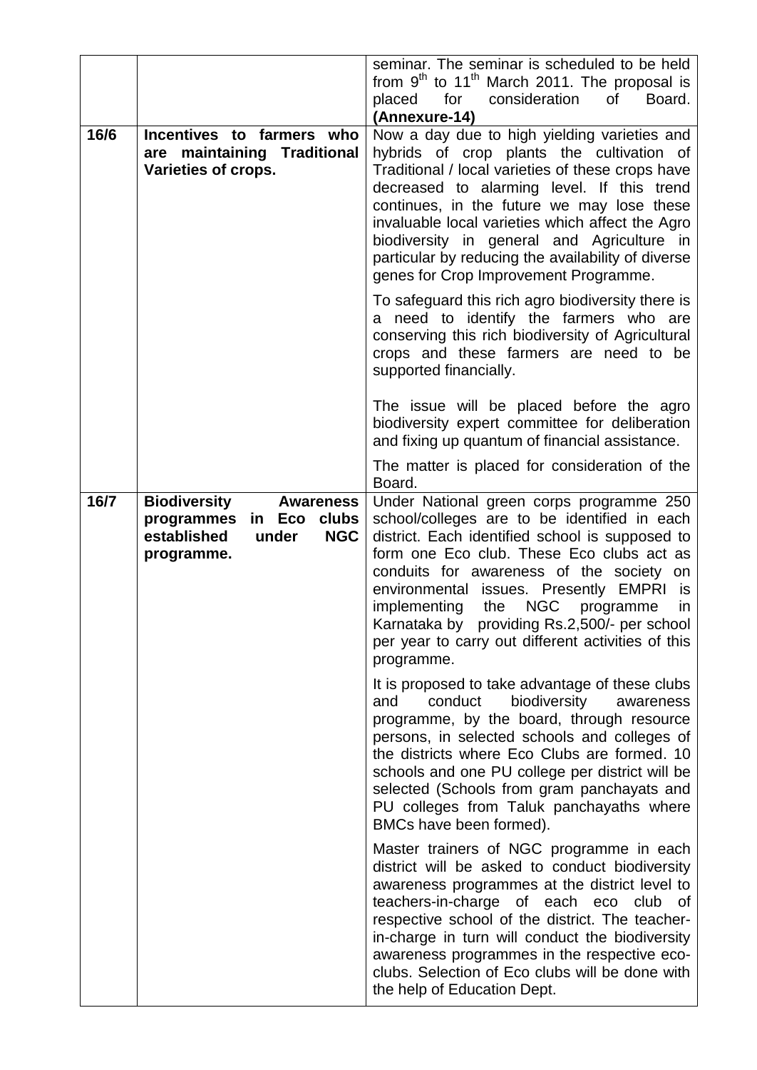| | | |
|---|---|---|
| | | seminar. The seminar is scheduled to be held from 9th to 11th March 2011. The proposal is placed for consideration of Board. **(Annexure-14)** |
| **16/6** | **Incentives to farmers who are maintaining Traditional Varieties of crops.** | Now a day due to high yielding varieties and hybrids of crop plants the cultivation of Traditional / local varieties of these crops have decreased to alarming level. If this trend continues, in the future we may lose these invaluable local varieties which affect the Agro biodiversity in general and Agriculture in particular by reducing the availability of diverse genes for Crop Improvement Programme.<br><br>To safeguard this rich agro biodiversity there is a need to identify the farmers who are conserving this rich biodiversity of Agricultural crops and these farmers are need to be supported financially.<br><br>The issue will be placed before the agro biodiversity expert committee for deliberation and fixing up quantum of financial assistance.<br><br>The matter is placed for consideration of the Board. |
| **16/7** | **Biodiversity Awareness programmes in Eco clubs established under NGC programme.** | Under National green corps programme 250 school/colleges are to be identified in each district. Each identified school is supposed to form one Eco club. These Eco clubs act as conduits for awareness of the society on environmental issues. Presently EMPRI is implementing the NGC programme in Karnataka by providing Rs.2,500/- per school per year to carry out different activities of this programme.<br><br>It is proposed to take advantage of these clubs and conduct biodiversity awareness programme, by the board, through resource persons, in selected schools and colleges of the districts where Eco Clubs are formed. 10 schools and one PU college per district will be selected (Schools from gram panchayats and PU colleges from Taluk panchayaths where BMCs have been formed).<br><br>Master trainers of NGC programme in each district will be asked to conduct biodiversity awareness programmes at the district level to teachers-in-charge of each eco club of respective school of the district. The teacher-in-charge in turn will conduct the biodiversity awareness programmes in the respective eco-clubs. Selection of Eco clubs will be done with the help of Education Dept. |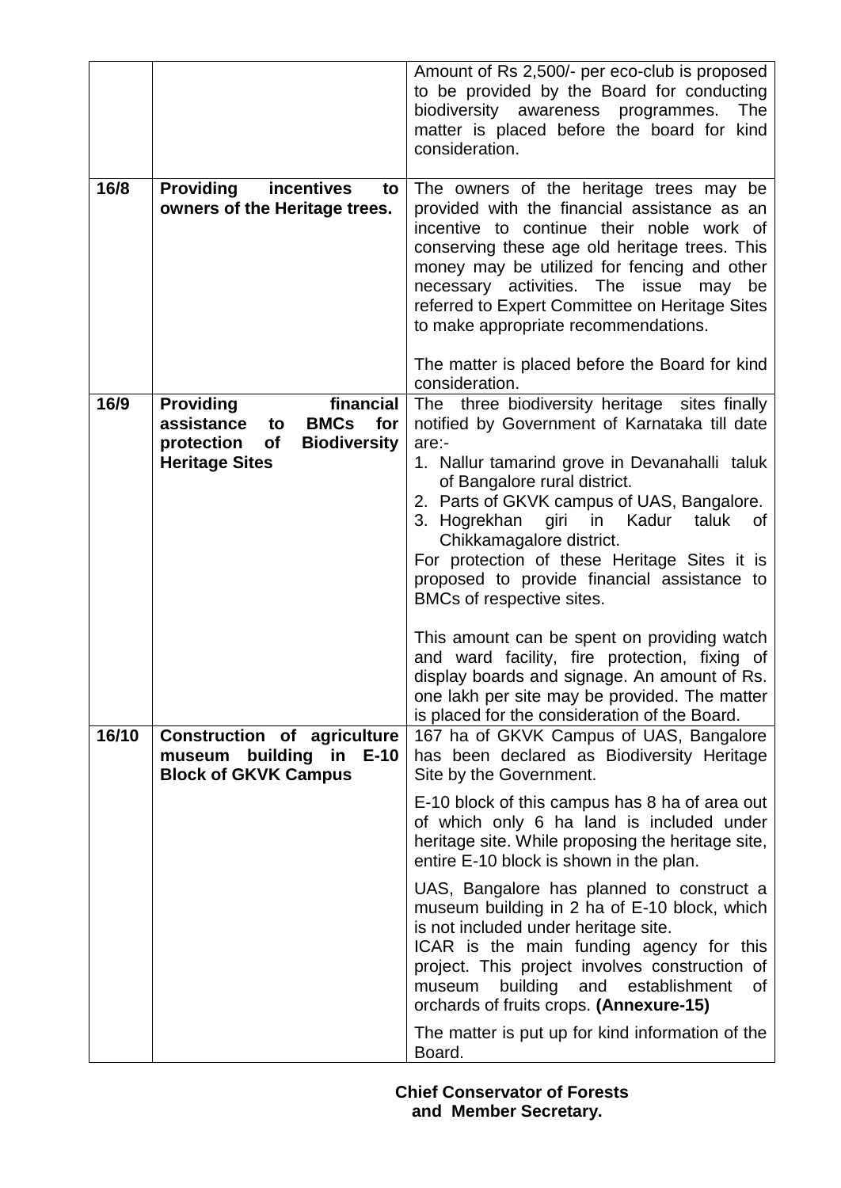| | | |
|---|---|---|
| | | Amount of Rs 2,500/- per eco-club is proposed to be provided by the Board for conducting biodiversity awareness programmes. The matter is placed before the board for kind consideration. |
| **16/8** | **Providing incentives to owners of the Heritage trees.** | The owners of the heritage trees may be provided with the financial assistance as an incentive to continue their noble work of conserving these age old heritage trees. This money may be utilized for fencing and other necessary activities. The issue may be referred to Expert Committee on Heritage Sites to make appropriate recommendations.<br><br>The matter is placed before the Board for kind consideration. |
| **16/9** | **Providing financial assistance to BMCs for protection of Biodiversity Heritage Sites** | The three biodiversity heritage sites finally notified by Government of Karnataka till date are:-<br>1. Nallur tamarind grove in Devanahalli taluk of Bangalore rural district.<br>2. Parts of GKVK campus of UAS, Bangalore.<br>3. Hogrekhan giri in Kadur taluk of Chikkamagalore district.<br>For protection of these Heritage Sites it is proposed to provide financial assistance to BMCs of respective sites.<br><br>This amount can be spent on providing watch and ward facility, fire protection, fixing of display boards and signage. An amount of Rs. one lakh per site may be provided. The matter is placed for the consideration of the Board. |
| **16/10** | **Construction of agriculture museum building in E-10 Block of GKVK Campus** | 167 ha of GKVK Campus of UAS, Bangalore has been declared as Biodiversity Heritage Site by the Government.<br><br>E-10 block of this campus has 8 ha of area out of which only 6 ha land is included under heritage site. While proposing the heritage site, entire E-10 block is shown in the plan.<br><br>UAS, Bangalore has planned to construct a museum building in 2 ha of E-10 block, which is not included under heritage site.<br>ICAR is the main funding agency for this project. This project involves construction of museum building and establishment of orchards of fruits crops. **(Annexure-15)**<br><br>The matter is put up for kind information of the Board. |

**Chief Conservator of Forests and Member Secretary.**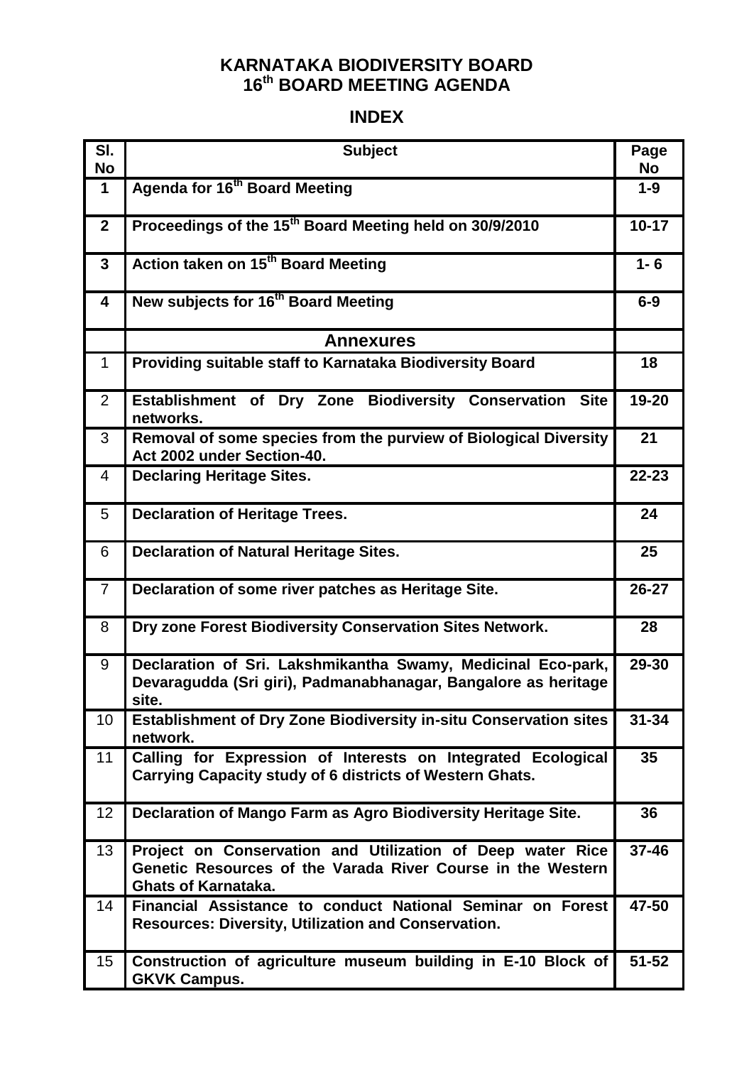# KARNATAKA BIODIVERSITY BOARD
# 16th BOARD MEETING AGENDA

## INDEX

| Sl. No | Subject | Page No |
|---|---|---|
| 1 | **Agenda for 16th Board Meeting** | **1-9** |
| 2 | **Proceedings of the 15th Board Meeting held on 30/9/2010** | **10-17** |
| 3 | **Action taken on 15th Board Meeting** | **1- 6** |
| 4 | **New subjects for 16th Board Meeting** | **6-9** |
| | **Annexures** | |
| 1 | **Providing suitable staff to Karnataka Biodiversity Board** | **18** |
| 2 | **Establishment of Dry Zone Biodiversity Conservation Site networks.** | **19-20** |
| 3 | **Removal of some species from the purview of Biological Diversity Act 2002 under Section-40.** | **21** |
| 4 | **Declaring Heritage Sites.** | **22-23** |
| 5 | **Declaration of Heritage Trees.** | **24** |
| 6 | **Declaration of Natural Heritage Sites.** | **25** |
| 7 | **Declaration of some river patches as Heritage Site.** | **26-27** |
| 8 | **Dry zone Forest Biodiversity Conservation Sites Network.** | **28** |
| 9 | **Declaration of Sri. Lakshmikantha Swamy, Medicinal Eco-park, Devaragudda (Sri giri), Padmanabhanagar, Bangalore as heritage site.** | **29-30** |
| 10 | **Establishment of Dry Zone Biodiversity in-situ Conservation sites network.** | **31-34** |
| 11 | **Calling for Expression of Interests on Integrated Ecological Carrying Capacity study of 6 districts of Western Ghats.** | **35** |
| 12 | **Declaration of Mango Farm as Agro Biodiversity Heritage Site.** | **36** |
| 13 | **Project on Conservation and Utilization of Deep water Rice Genetic Resources of the Varada River Course in the Western Ghats of Karnataka.** | **37-46** |
| 14 | **Financial Assistance to conduct National Seminar on Forest Resources: Diversity, Utilization and Conservation.** | **47-50** |
| 15 | **Construction of agriculture museum building in E-10 Block of GKVK Campus.** | **51-52** |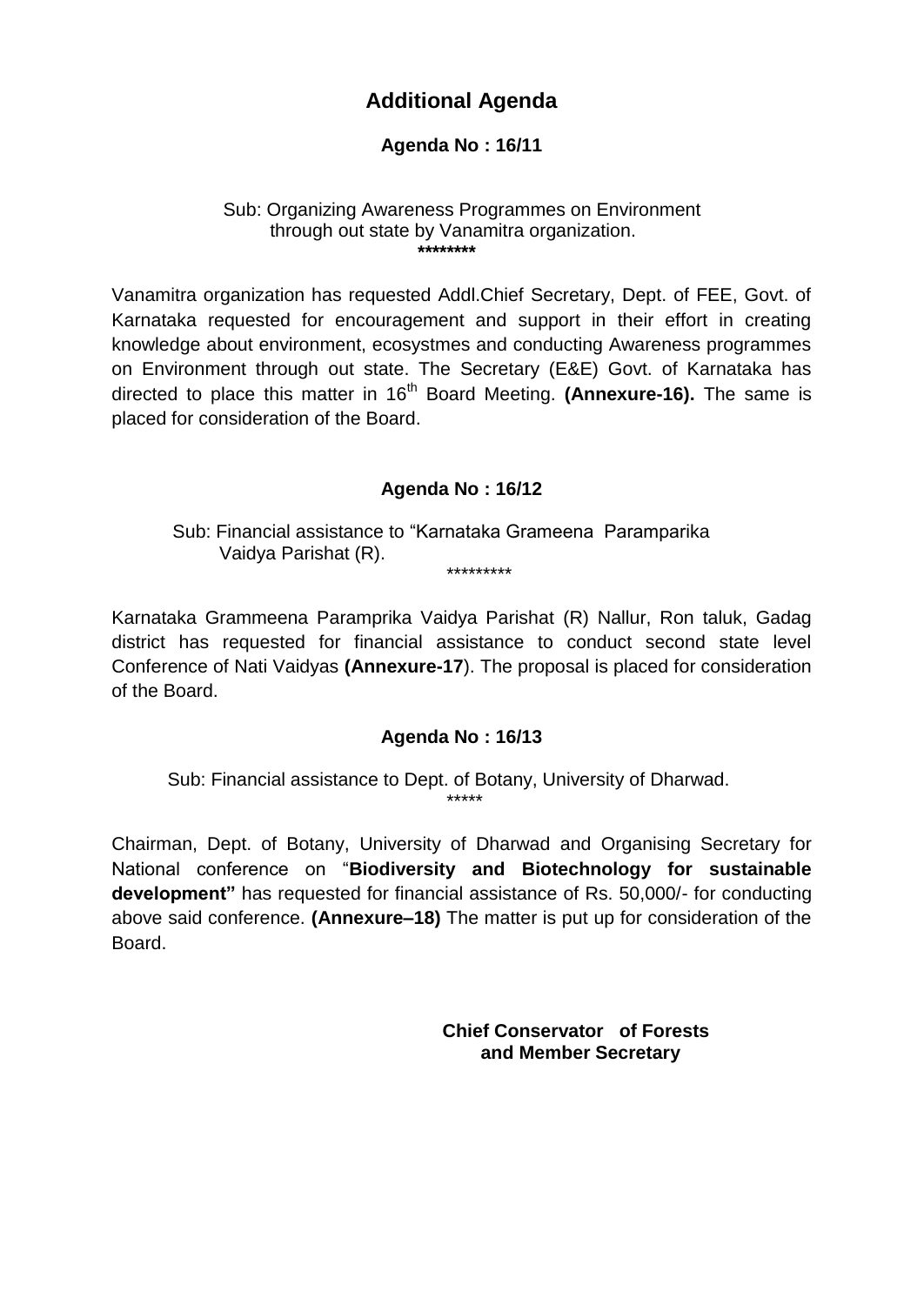# Additional Agenda

## Agenda No : 16/11

Sub: Organizing Awareness Programmes on Environment through out state by Vanamitra organization.

********

Vanamitra organization has requested Addl.Chief Secretary, Dept. of FEE, Govt. of Karnataka requested for encouragement and support in their effort in creating knowledge about environment, ecosystmes and conducting Awareness programmes on Environment through out state. The Secretary (E&E) Govt. of Karnataka has directed to place this matter in 16th Board Meeting. **(Annexure-16).** The same is placed for consideration of the Board.

## Agenda No : 16/12

Sub: Financial assistance to "Karnataka Grameena Paramparika Vaidya Parishat (R).

*********

Karnataka Grammeena Paramprika Vaidya Parishat (R) Nallur, Ron taluk, Gadag district has requested for financial assistance to conduct second state level Conference of Nati Vaidyas **(Annexure-17**). The proposal is placed for consideration of the Board.

## Agenda No : 16/13

Sub: Financial assistance to Dept. of Botany, University of Dharwad.

*****

Chairman, Dept. of Botany, University of Dharwad and Organising Secretary for National conference on "**Biodiversity and Biotechnology for sustainable development"** has requested for financial assistance of Rs. 50,000/- for conducting above said conference. **(Annexure–18)** The matter is put up for consideration of the Board.

**Chief Conservator of Forests and Member Secretary**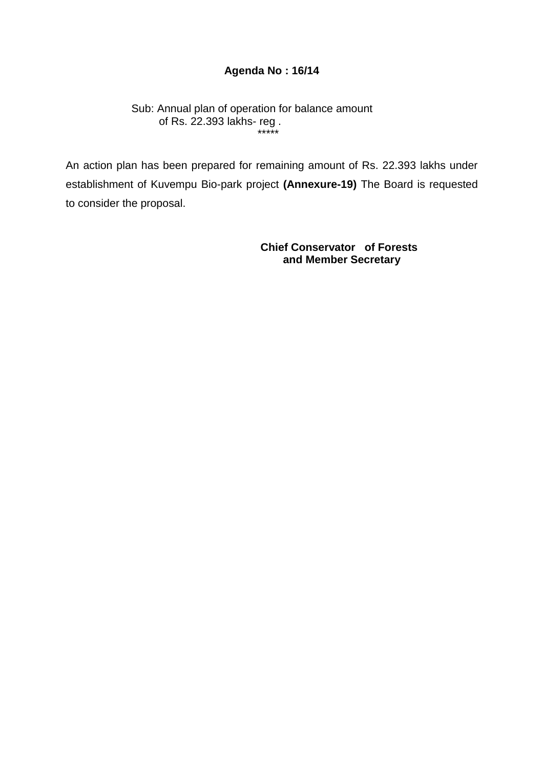**Agenda No : 16/14**

Sub: Annual plan of operation for balance amount of Rs. 22.393 lakhs- reg .

*****

An action plan has been prepared for remaining amount of Rs. 22.393 lakhs under establishment of Kuvempu Bio-park project **(Annexure-19)** The Board is requested to consider the proposal.

**Chief Conservator of Forests and Member Secretary**